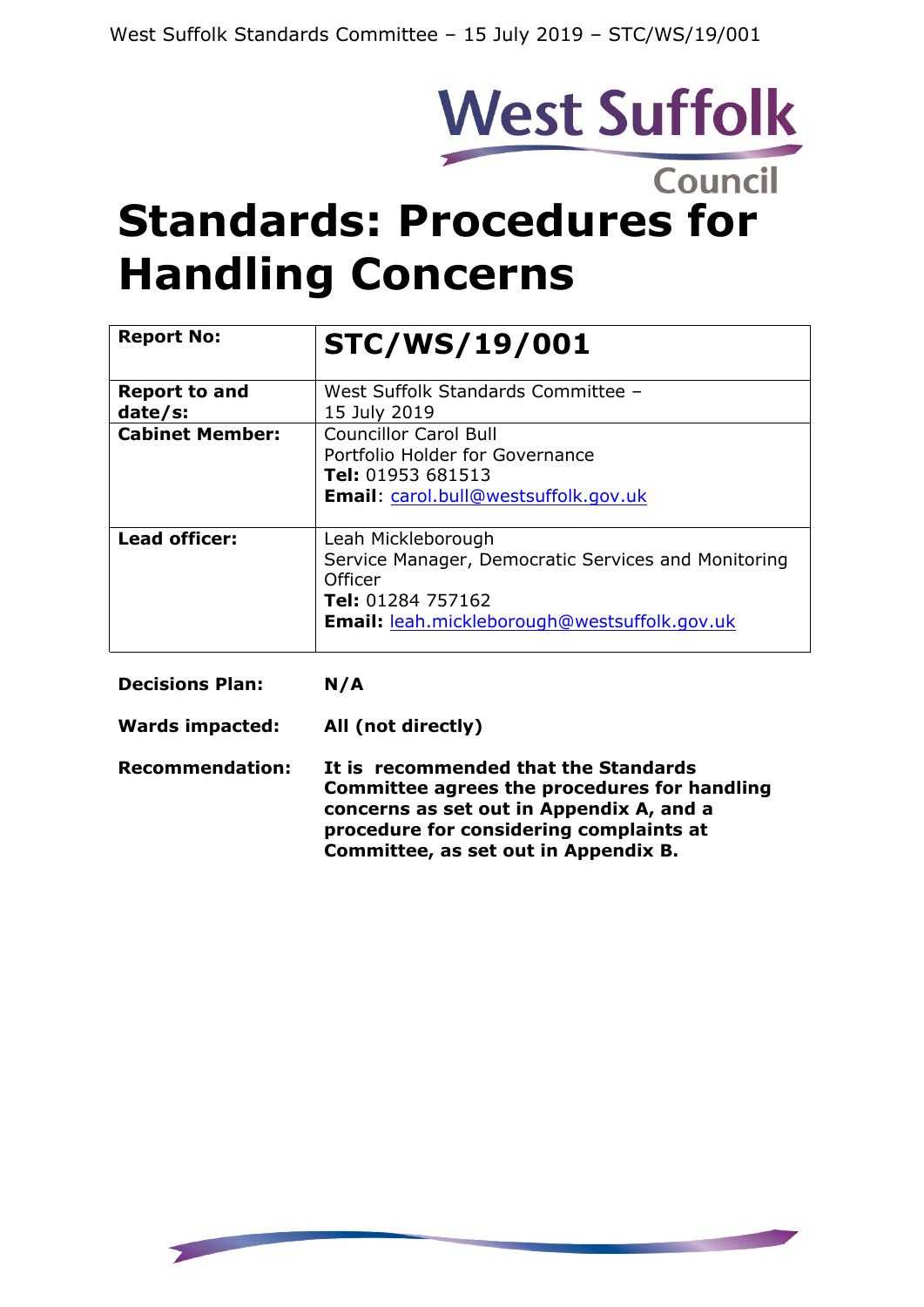West Suffolk Council

# Standards: Procedures for Handling Concerns

| Report No: | **STC/WS/19/001** |
|---|---|
| **Report to and date/s:** | West Suffolk Standards Committee – 15 July 2019 |
| **Cabinet Member:** | Councillor Carol Bull<br>Portfolio Holder for Governance<br>**Tel:** 01953 681513<br>**Email**: carol.bull@westsuffolk.gov.uk |
| **Lead officer:** | Leah Mickleborough<br>Service Manager, Democratic Services and Monitoring Officer<br>**Tel:** 01284 757162<br>**Email:** leah.mickleborough@westsuffolk.gov.uk |

**Decisions Plan:** **N/A**

**Wards impacted:** **All (not directly)**

**Recommendation:** **It is recommended that the Standards Committee agrees the procedures for handling concerns as set out in Appendix A, and a procedure for considering complaints at Committee, as set out in Appendix B.**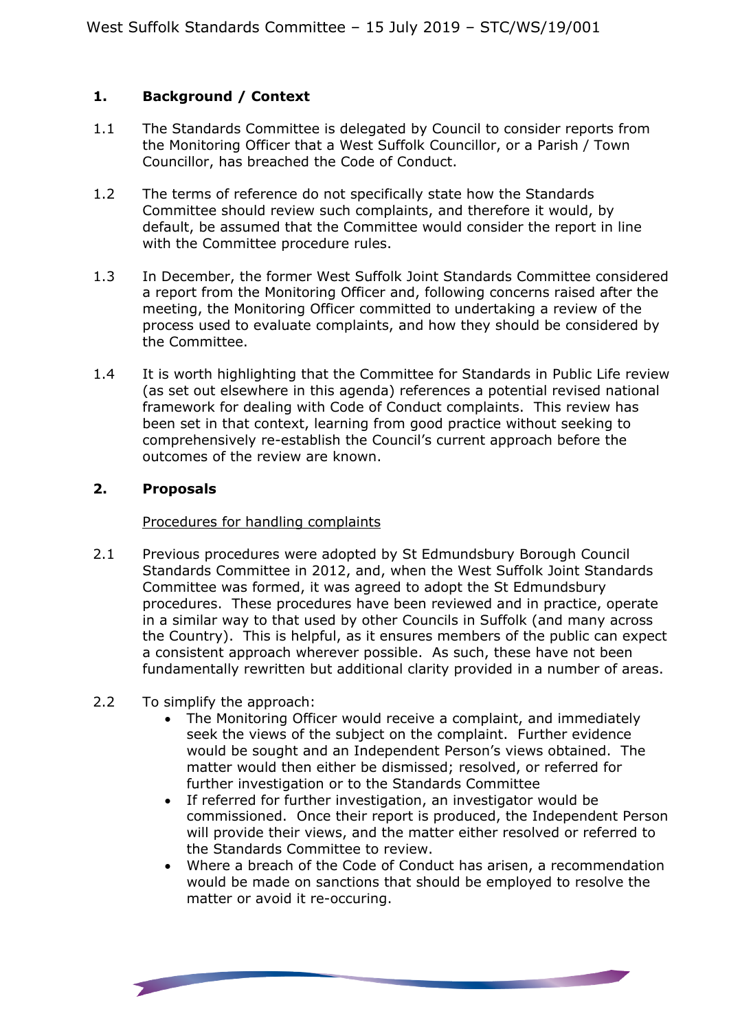## 1. Background / Context

1.1 The Standards Committee is delegated by Council to consider reports from the Monitoring Officer that a West Suffolk Councillor, or a Parish / Town Councillor, has breached the Code of Conduct.

1.2 The terms of reference do not specifically state how the Standards Committee should review such complaints, and therefore it would, by default, be assumed that the Committee would consider the report in line with the Committee procedure rules.

1.3 In December, the former West Suffolk Joint Standards Committee considered a report from the Monitoring Officer and, following concerns raised after the meeting, the Monitoring Officer committed to undertaking a review of the process used to evaluate complaints, and how they should be considered by the Committee.

1.4 It is worth highlighting that the Committee for Standards in Public Life review (as set out elsewhere in this agenda) references a potential revised national framework for dealing with Code of Conduct complaints. This review has been set in that context, learning from good practice without seeking to comprehensively re-establish the Council's current approach before the outcomes of the review are known.

## 2. Proposals

Procedures for handling complaints

2.1 Previous procedures were adopted by St Edmundsbury Borough Council Standards Committee in 2012, and, when the West Suffolk Joint Standards Committee was formed, it was agreed to adopt the St Edmundsbury procedures. These procedures have been reviewed and in practice, operate in a similar way to that used by other Councils in Suffolk (and many across the Country). This is helpful, as it ensures members of the public can expect a consistent approach wherever possible. As such, these have not been fundamentally rewritten but additional clarity provided in a number of areas.

2.2 To simplify the approach:

- The Monitoring Officer would receive a complaint, and immediately seek the views of the subject on the complaint. Further evidence would be sought and an Independent Person's views obtained. The matter would then either be dismissed; resolved, or referred for further investigation or to the Standards Committee
- If referred for further investigation, an investigator would be commissioned. Once their report is produced, the Independent Person will provide their views, and the matter either resolved or referred to the Standards Committee to review.
- Where a breach of the Code of Conduct has arisen, a recommendation would be made on sanctions that should be employed to resolve the matter or avoid it re-occuring.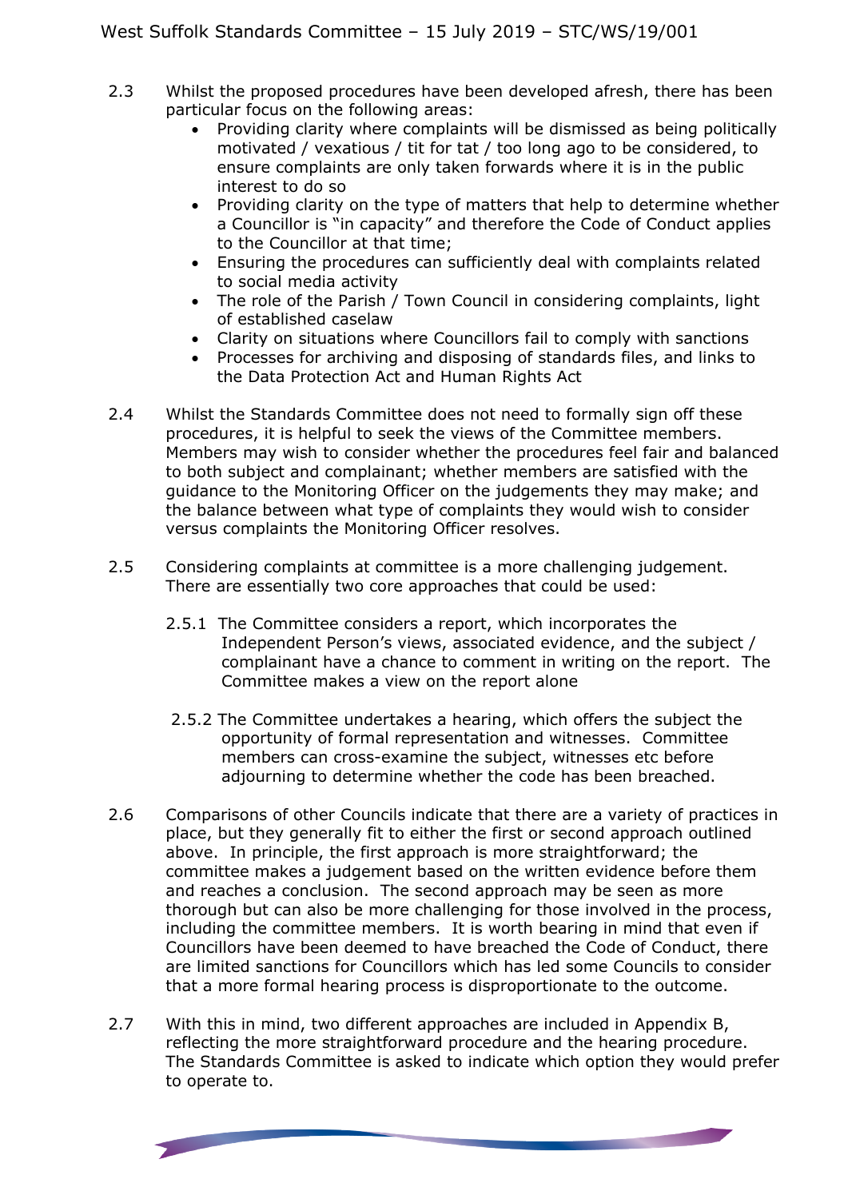2.3 Whilst the proposed procedures have been developed afresh, there has been particular focus on the following areas:

- Providing clarity where complaints will be dismissed as being politically motivated / vexatious / tit for tat / too long ago to be considered, to ensure complaints are only taken forwards where it is in the public interest to do so
- Providing clarity on the type of matters that help to determine whether a Councillor is "in capacity" and therefore the Code of Conduct applies to the Councillor at that time;
- Ensuring the procedures can sufficiently deal with complaints related to social media activity
- The role of the Parish / Town Council in considering complaints, light of established caselaw
- Clarity on situations where Councillors fail to comply with sanctions
- Processes for archiving and disposing of standards files, and links to the Data Protection Act and Human Rights Act

2.4 Whilst the Standards Committee does not need to formally sign off these procedures, it is helpful to seek the views of the Committee members. Members may wish to consider whether the procedures feel fair and balanced to both subject and complainant; whether members are satisfied with the guidance to the Monitoring Officer on the judgements they may make; and the balance between what type of complaints they would wish to consider versus complaints the Monitoring Officer resolves.

2.5 Considering complaints at committee is a more challenging judgement. There are essentially two core approaches that could be used:

2.5.1 The Committee considers a report, which incorporates the Independent Person's views, associated evidence, and the subject / complainant have a chance to comment in writing on the report. The Committee makes a view on the report alone

2.5.2 The Committee undertakes a hearing, which offers the subject the opportunity of formal representation and witnesses. Committee members can cross-examine the subject, witnesses etc before adjourning to determine whether the code has been breached.

2.6 Comparisons of other Councils indicate that there are a variety of practices in place, but they generally fit to either the first or second approach outlined above. In principle, the first approach is more straightforward; the committee makes a judgement based on the written evidence before them and reaches a conclusion. The second approach may be seen as more thorough but can also be more challenging for those involved in the process, including the committee members. It is worth bearing in mind that even if Councillors have been deemed to have breached the Code of Conduct, there are limited sanctions for Councillors which has led some Councils to consider that a more formal hearing process is disproportionate to the outcome.

2.7 With this in mind, two different approaches are included in Appendix B, reflecting the more straightforward procedure and the hearing procedure. The Standards Committee is asked to indicate which option they would prefer to operate to.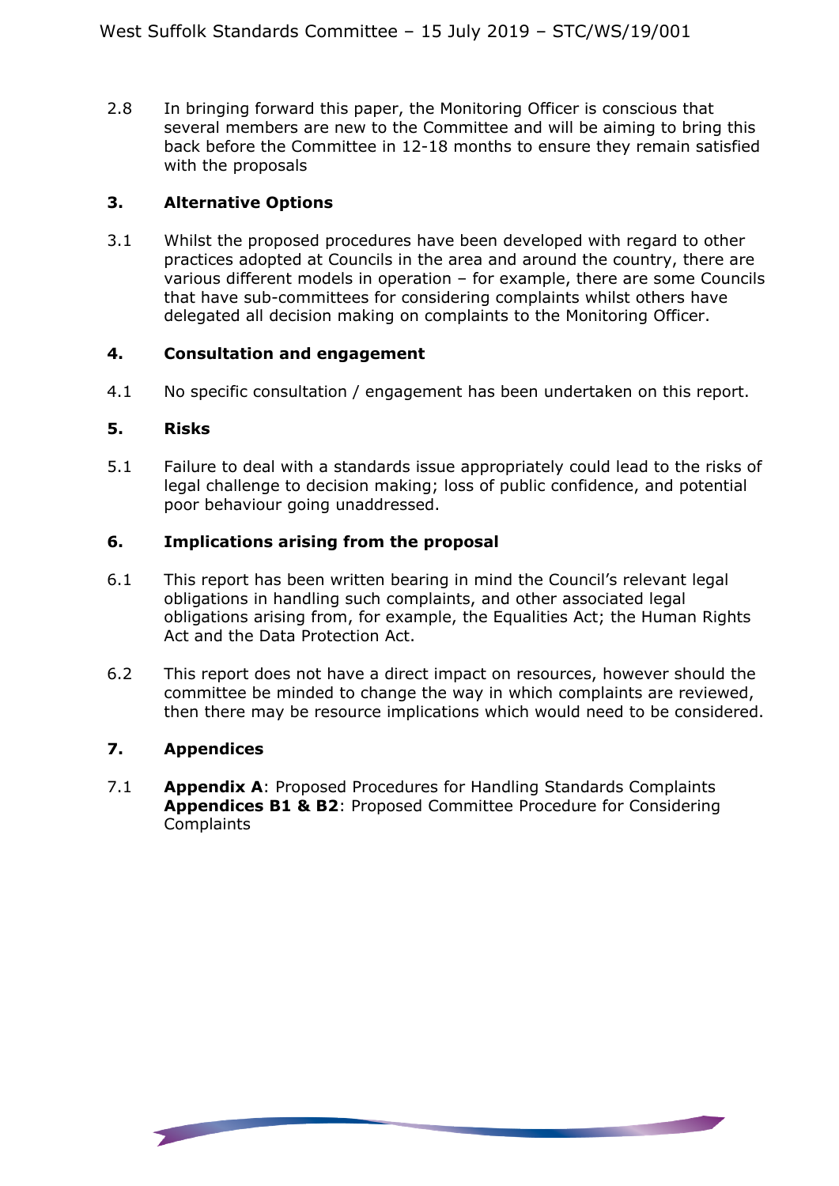2.8 In bringing forward this paper, the Monitoring Officer is conscious that several members are new to the Committee and will be aiming to bring this back before the Committee in 12-18 months to ensure they remain satisfied with the proposals

## 3. Alternative Options

3.1 Whilst the proposed procedures have been developed with regard to other practices adopted at Councils in the area and around the country, there are various different models in operation – for example, there are some Councils that have sub-committees for considering complaints whilst others have delegated all decision making on complaints to the Monitoring Officer.

## 4. Consultation and engagement

4.1 No specific consultation / engagement has been undertaken on this report.

## 5. Risks

5.1 Failure to deal with a standards issue appropriately could lead to the risks of legal challenge to decision making; loss of public confidence, and potential poor behaviour going unaddressed.

## 6. Implications arising from the proposal

6.1 This report has been written bearing in mind the Council's relevant legal obligations in handling such complaints, and other associated legal obligations arising from, for example, the Equalities Act; the Human Rights Act and the Data Protection Act.

6.2 This report does not have a direct impact on resources, however should the committee be minded to change the way in which complaints are reviewed, then there may be resource implications which would need to be considered.

## 7. Appendices

7.1 **Appendix A**: Proposed Procedures for Handling Standards Complaints
**Appendices B1 & B2**: Proposed Committee Procedure for Considering Complaints